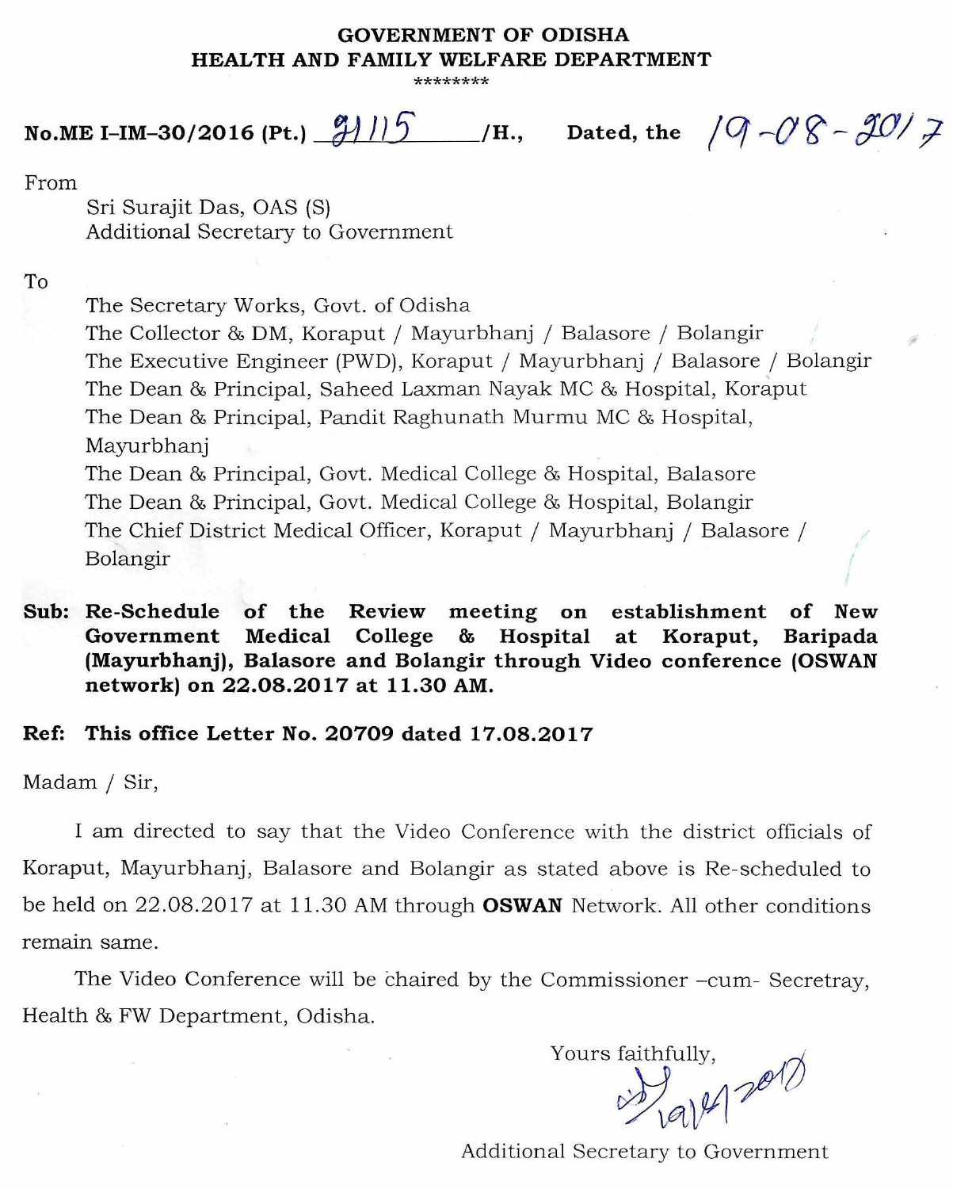**GOVERNMENT OF ODISHA**
**HEALTH AND FAMILY WELFARE DEPARTMENT**
\*\*\*\*\*\*\*\*

**No.ME I–IM–30/2016 (Pt.)** 21115 **/H., Dated, the** 19-08-2017

From

Sri Surajit Das, OAS (S)
Additional Secretary to Government

To

The Secretary Works, Govt. of Odisha
The Collector & DM, Koraput / Mayurbhanj / Balasore / Bolangir
The Executive Engineer (PWD), Koraput / Mayurbhanj / Balasore / Bolangir
The Dean & Principal, Saheed Laxman Nayak MC & Hospital, Koraput
The Dean & Principal, Pandit Raghunath Murmu MC & Hospital, Mayurbhanj
The Dean & Principal, Govt. Medical College & Hospital, Balasore
The Dean & Principal, Govt. Medical College & Hospital, Bolangir
The Chief District Medical Officer, Koraput / Mayurbhanj / Balasore / Bolangir

**Sub: Re-Schedule of the Review meeting on establishment of New Government Medical College & Hospital at Koraput, Baripada (Mayurbhanj), Balasore and Bolangir through Video conference (OSWAN network) on 22.08.2017 at 11.30 AM.**

**Ref: This office Letter No. 20709 dated 17.08.2017**

Madam / Sir,

I am directed to say that the Video Conference with the district officials of Koraput, Mayurbhanj, Balasore and Bolangir as stated above is Re-scheduled to be held on 22.08.2017 at 11.30 AM through **OSWAN** Network. All other conditions remain same.

The Video Conference will be chaired by the Commissioner –cum- Secretray, Health & FW Department, Odisha.

Yours faithfully,

19/8/2017

Additional Secretary to Government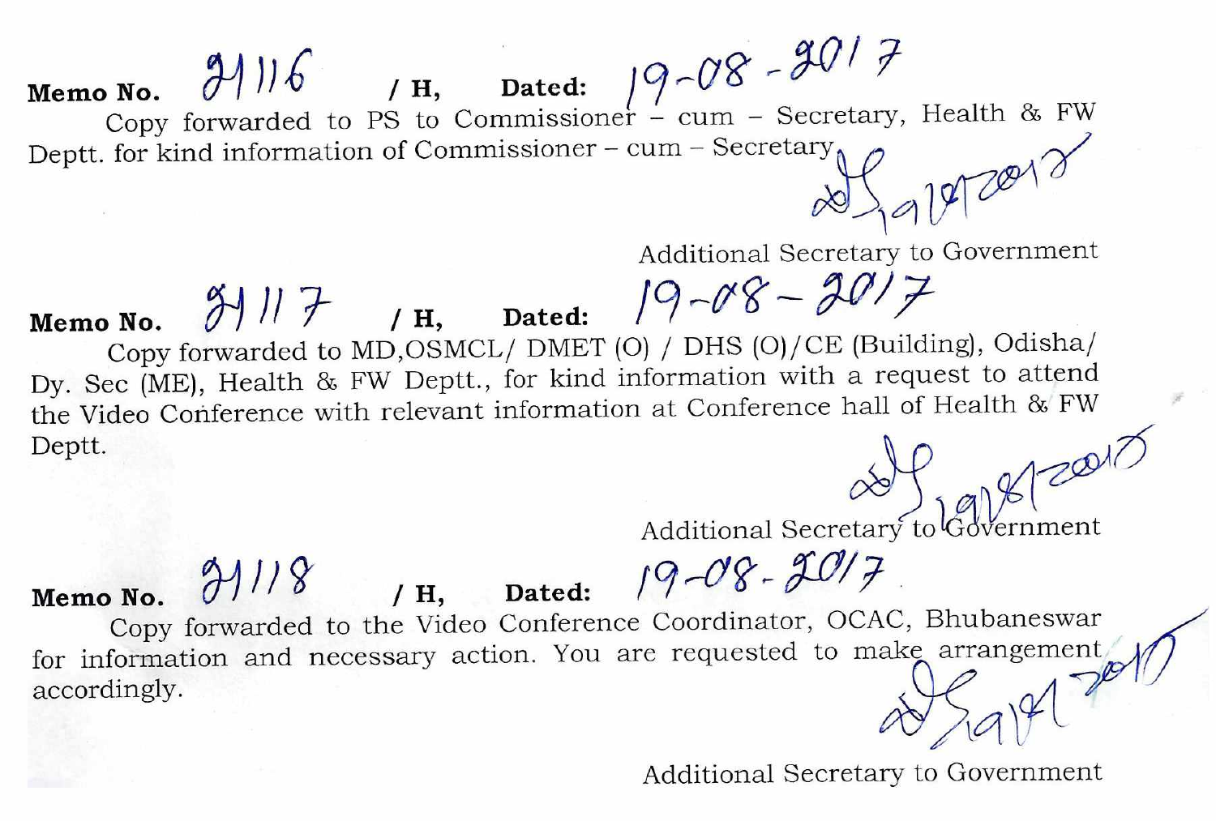**Memo No.** 21116 **/ H,** **Dated:** 19-08-2017

Copy forwarded to PS to Commissioner – cum – Secretary, Health & FW Deptt. for kind information of Commissioner – cum – Secretary.

Sd/- 19/8/2017

Additional Secretary to Government

**Memo No.** 21117 **/ H,** **Dated:** 19-08-2017

Copy forwarded to MD,OSMCL/ DMET (O) / DHS (O)/CE (Building), Odisha/ Dy. Sec (ME), Health & FW Deptt., for kind information with a request to attend the Video Conference with relevant information at Conference hall of Health & FW Deptt.

Sd/- 19/8/2017

Additional Secretary to Government

**Memo No.** 21118 **/ H,** **Dated:** 19-08-2017

Copy forwarded to the Video Conference Coordinator, OCAC, Bhubaneswar for information and necessary action. You are requested to make arrangement accordingly.

Sd/- 19/8/2017

Additional Secretary to Government